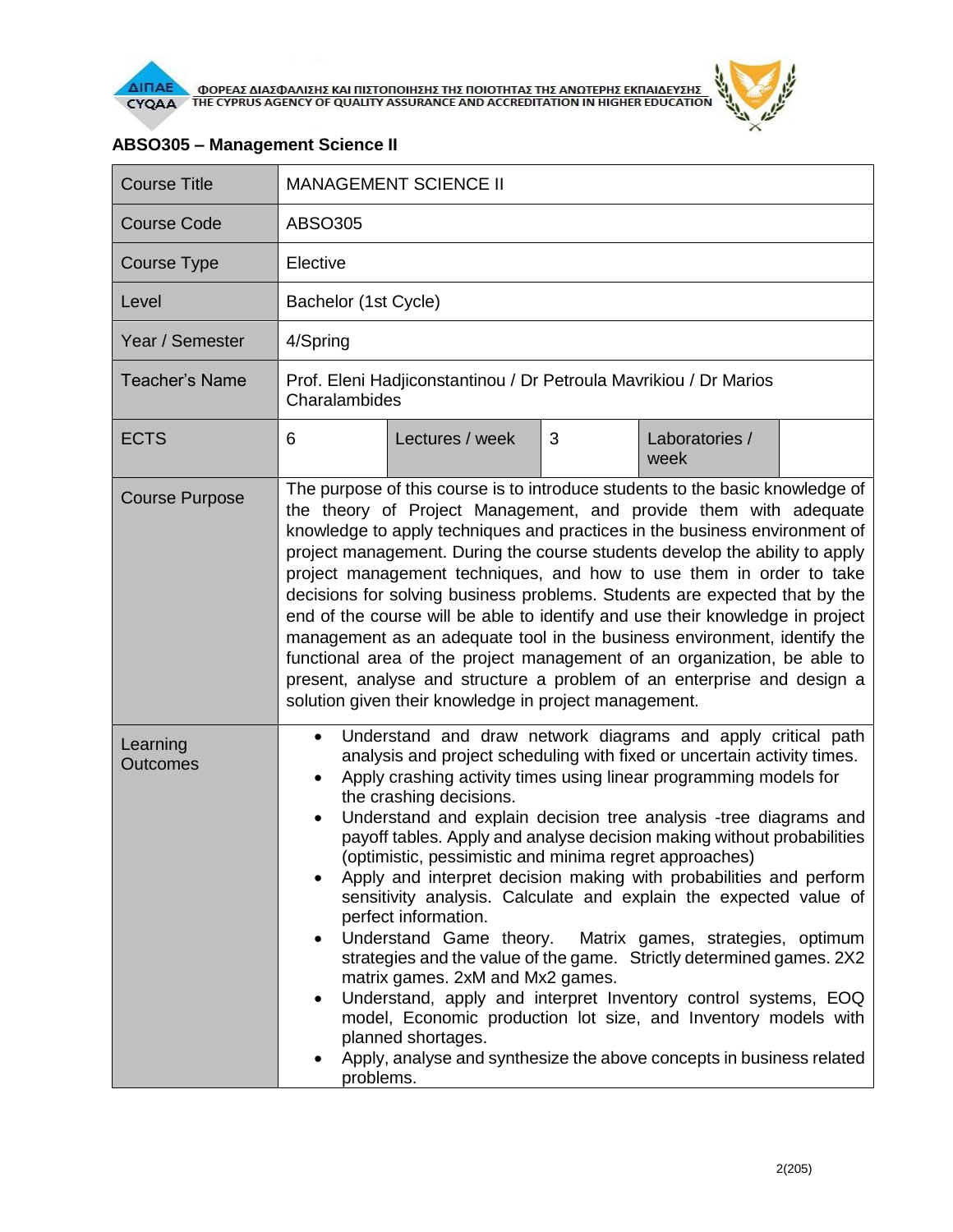## ABSO305 – Management Science II

| Course Title | MANAGEMENT SCIENCE II | | | | |
|---|---|---|---|---|---|
| Course Code | ABSO305 | | | | |
| Course Type | Elective | | | | |
| Level | Bachelor (1st Cycle) | | | | |
| Year / Semester | 4/Spring | | | | |
| Teacher's Name | Prof. Eleni Hadjiconstantinou / Dr Petroula Mavrikiou / Dr Marios Charalambides | | | | |
| ECTS | 6 | Lectures / week | 3 | Laboratories / week | |
| Course Purpose | The purpose of this course is to introduce students to the basic knowledge of the theory of Project Management, and provide them with adequate knowledge to apply techniques and practices in the business environment of project management. During the course students develop the ability to apply project management techniques, and how to use them in order to take decisions for solving business problems. Students are expected that by the end of the course will be able to identify and use their knowledge in project management as an adequate tool in the business environment, identify the functional area of the project management of an organization, be able to present, analyse and structure a problem of an enterprise and design a solution given their knowledge in project management. | | | | |
| Learning Outcomes | • Understand and draw network diagrams and apply critical path analysis and project scheduling with fixed or uncertain activity times.<br>• Apply crashing activity times using linear programming models for the crashing decisions.<br>• Understand and explain decision tree analysis -tree diagrams and payoff tables. Apply and analyse decision making without probabilities (optimistic, pessimistic and minima regret approaches)<br>• Apply and interpret decision making with probabilities and perform sensitivity analysis. Calculate and explain the expected value of perfect information.<br>• Understand Game theory. Matrix games, strategies, optimum strategies and the value of the game. Strictly determined games. 2X2 matrix games. 2xM and Mx2 games.<br>• Understand, apply and interpret Inventory control systems, EOQ model, Economic production lot size, and Inventory models with planned shortages.<br>• Apply, analyse and synthesize the above concepts in business related problems. | | | | |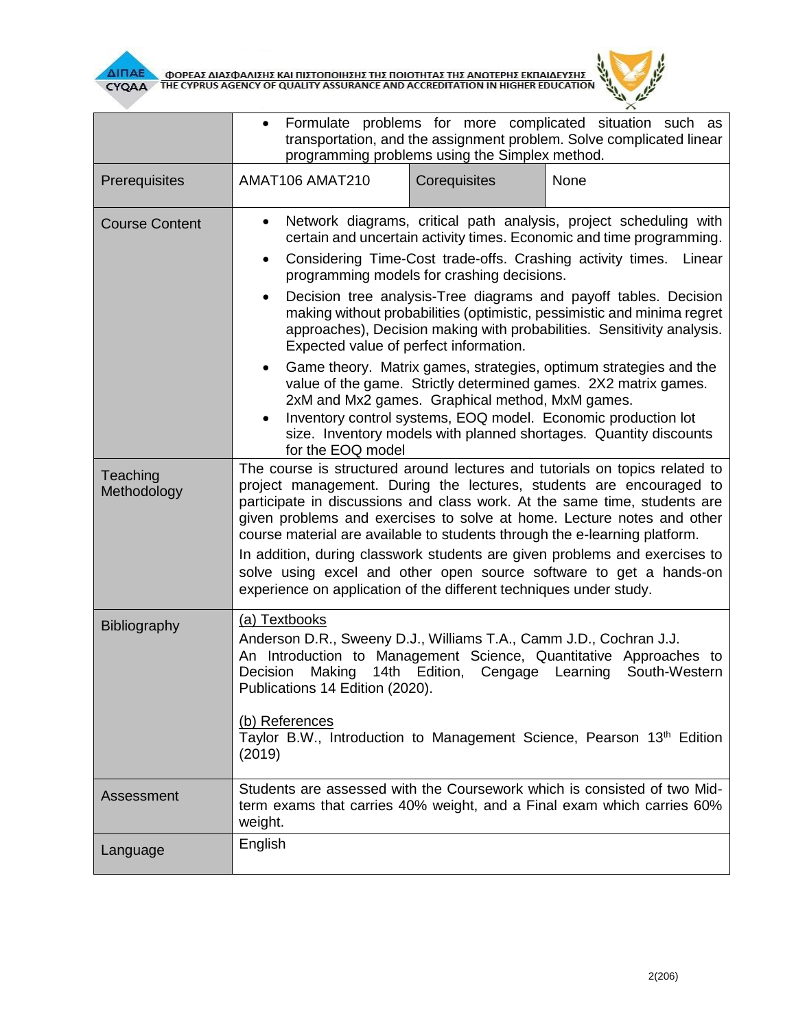| | | | |
|---|---|---|---|
| | • Formulate problems for more complicated situation such as transportation, and the assignment problem. Solve complicated linear programming problems using the Simplex method. | | |
| Prerequisites | AMAT106 AMAT210 | Corequisites | None |
| Course Content | • Network diagrams, critical path analysis, project scheduling with certain and uncertain activity times. Economic and time programming. <br> • Considering Time-Cost trade-offs. Crashing activity times. Linear programming models for crashing decisions. <br> • Decision tree analysis-Tree diagrams and payoff tables. Decision making without probabilities (optimistic, pessimistic and minima regret approaches), Decision making with probabilities. Sensitivity analysis. Expected value of perfect information. <br> • Game theory. Matrix games, strategies, optimum strategies and the value of the game. Strictly determined games. 2X2 matrix games. 2xM and Mx2 games. Graphical method, MxM games. <br> • Inventory control systems, EOQ model. Economic production lot size. Inventory models with planned shortages. Quantity discounts for the EOQ model | | |
| Teaching Methodology | The course is structured around lectures and tutorials on topics related to project management. During the lectures, students are encouraged to participate in discussions and class work. At the same time, students are given problems and exercises to solve at home. Lecture notes and other course material are available to students through the e-learning platform. <br> In addition, during classwork students are given problems and exercises to solve using excel and other open source software to get a hands-on experience on application of the different techniques under study. | | |
| Bibliography | <u>(a) Textbooks</u> <br> Anderson D.R., Sweeny D.J., Williams T.A., Camm J.D., Cochran J.J. An Introduction to Management Science, Quantitative Approaches to Decision Making 14th Edition, Cengage Learning South-Western Publications 14 Edition (2020). <br><br> <u>(b) References</u> <br> Taylor B.W., Introduction to Management Science, Pearson 13th Edition (2019) | | |
| Assessment | Students are assessed with the Coursework which is consisted of two Mid-term exams that carries 40% weight, and a Final exam which carries 60% weight. | | |
| Language | English | | |